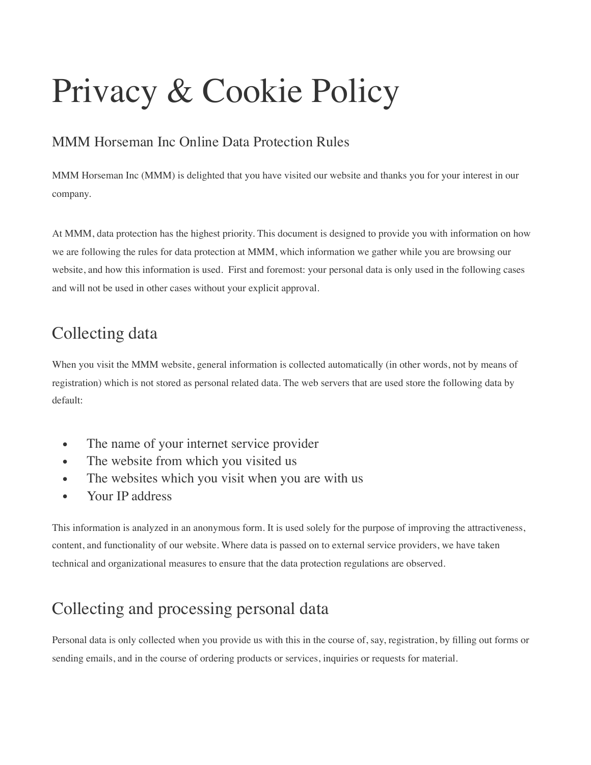# Privacy & Cookie Policy

## MMM Horseman Inc Online Data Protection Rules

MMM Horseman Inc (MMM) is delighted that you have visited our website and thanks you for your interest in our company.

At MMM, data protection has the highest priority. This document is designed to provide you with information on how we are following the rules for data protection at MMM, which information we gather while you are browsing our website, and how this information is used. First and foremost: your personal data is only used in the following cases and will not be used in other cases without your explicit approval.

## Collecting data

When you visit the MMM website, general information is collected automatically (in other words, not by means of registration) which is not stored as personal related data. The web servers that are used store the following data by default:

- The name of your internet service provider
- The website from which you visited us
- The websites which you visit when you are with us
- Your IP address

This information is analyzed in an anonymous form. It is used solely for the purpose of improving the attractiveness, content, and functionality of our website. Where data is passed on to external service providers, we have taken technical and organizational measures to ensure that the data protection regulations are observed.

## Collecting and processing personal data

Personal data is only collected when you provide us with this in the course of, say, registration, by filling out forms or sending emails, and in the course of ordering products or services, inquiries or requests for material.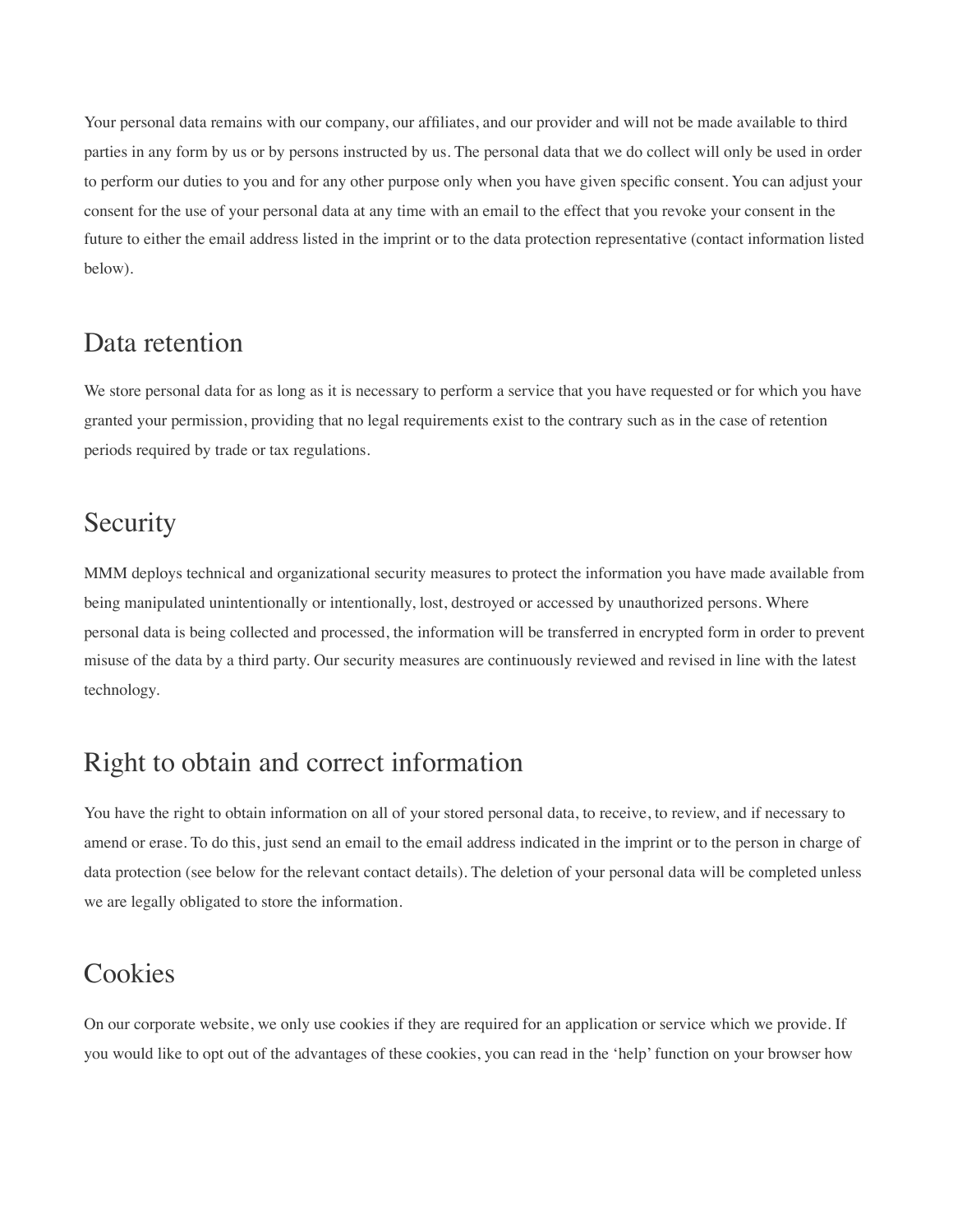Your personal data remains with our company, our affiliates, and our provider and will not be made available to third parties in any form by us or by persons instructed by us. The personal data that we do collect will only be used in order to perform our duties to you and for any other purpose only when you have given specific consent. You can adjust your consent for the use of your personal data at any time with an email to the effect that you revoke your consent in the future to either the email address listed in the imprint or to the data protection representative (contact information listed below).

## Data retention

We store personal data for as long as it is necessary to perform a service that you have requested or for which you have granted your permission, providing that no legal requirements exist to the contrary such as in the case of retention periods required by trade or tax regulations.

## Security

MMM deploys technical and organizational security measures to protect the information you have made available from being manipulated unintentionally or intentionally, lost, destroyed or accessed by unauthorized persons. Where personal data is being collected and processed, the information will be transferred in encrypted form in order to prevent misuse of the data by a third party. Our security measures are continuously reviewed and revised in line with the latest technology.

## Right to obtain and correct information

You have the right to obtain information on all of your stored personal data, to receive, to review, and if necessary to amend or erase. To do this, just send an email to the email address indicated in the imprint or to the person in charge of data protection (see below for the relevant contact details). The deletion of your personal data will be completed unless we are legally obligated to store the information.

## Cookies

On our corporate website, we only use cookies if they are required for an application or service which we provide. If you would like to opt out of the advantages of these cookies, you can read in the 'help' function on your browser how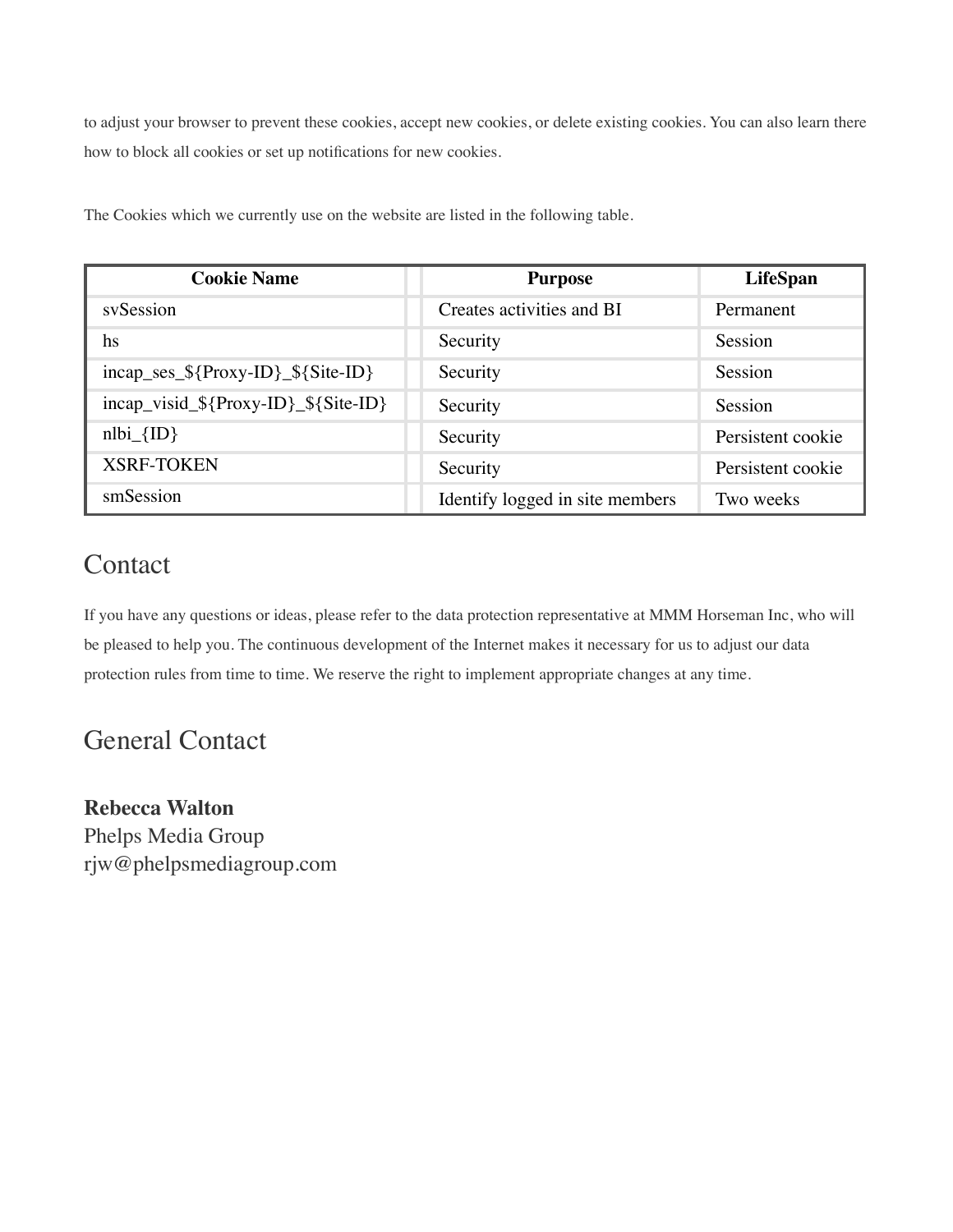to adjust your browser to prevent these cookies, accept new cookies, or delete existing cookies. You can also learn there how to block all cookies or set up notifications for new cookies.

The Cookies which we currently use on the website are listed in the following table.

| Cookie Name | Purpose | LifeSpan |
|---|---|---|
| svSession | Creates activities and BI | Permanent |
| hs | Security | Session |
| incap_ses_${Proxy-ID}_${Site-ID} | Security | Session |
| incap_visid_${Proxy-ID}_${Site-ID} | Security | Session |
| nlbi_{ID} | Security | Persistent cookie |
| XSRF-TOKEN | Security | Persistent cookie |
| smSession | Identify logged in site members | Two weeks |

## Contact

If you have any questions or ideas, please refer to the data protection representative at MMM Horseman Inc, who will be pleased to help you. The continuous development of the Internet makes it necessary for us to adjust our data protection rules from time to time. We reserve the right to implement appropriate changes at any time.

## General Contact

**Rebecca Walton**
Phelps Media Group
rjw@phelpsmediagroup.com